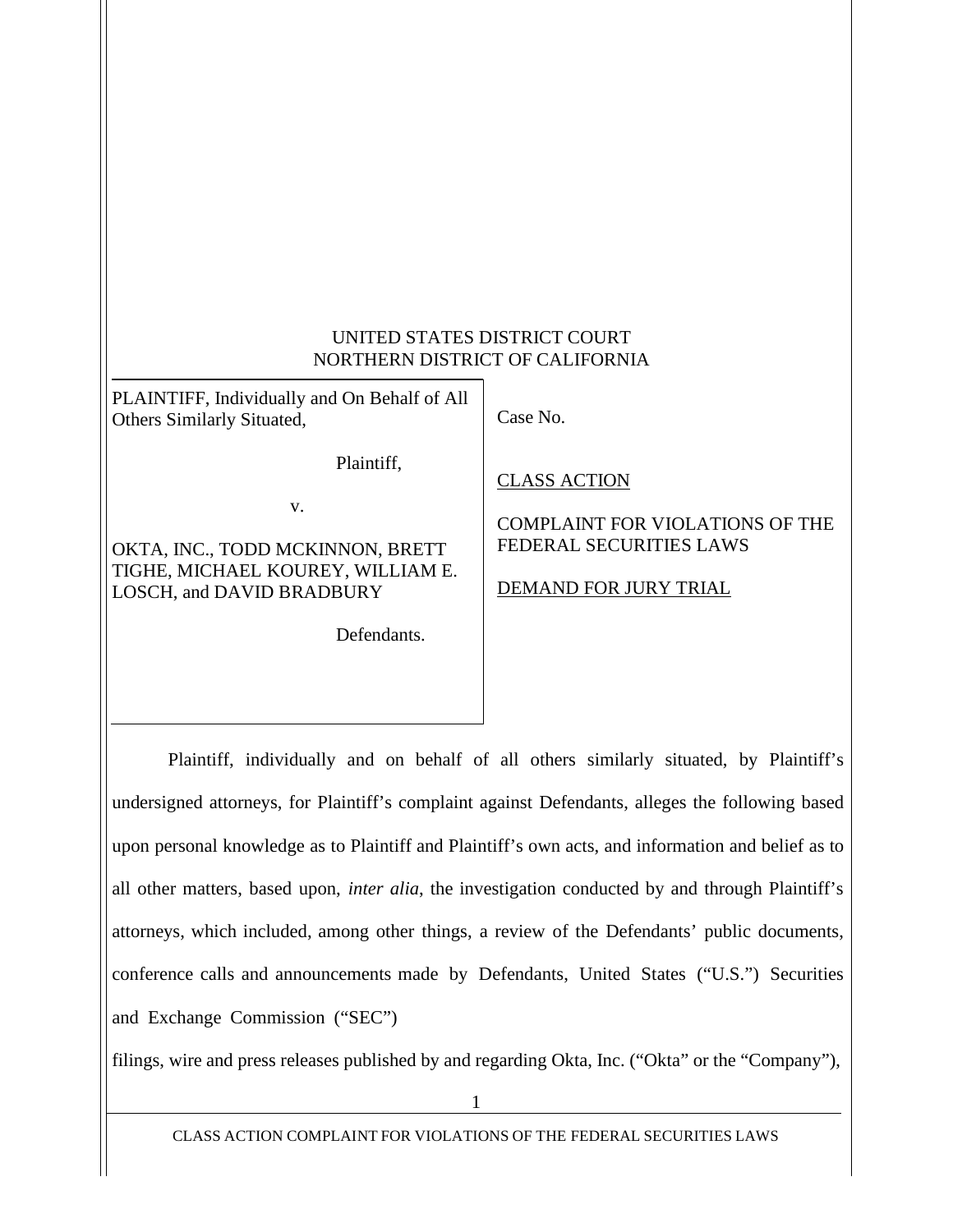UNITED STATES DISTRICT COURT
NORTHERN DISTRICT OF CALIFORNIA

| | |
|---|---|
| PLAINTIFF, Individually and On Behalf of All Others Similarly Situated,<br><br>Plaintiff,<br><br>v.<br><br>OKTA, INC., TODD MCKINNON, BRETT TIGHE, MICHAEL KOUREY, WILLIAM E. LOSCH, and DAVID BRADBURY<br><br>Defendants. | Case No.<br><br><u>CLASS ACTION</u><br><br>COMPLAINT FOR VIOLATIONS OF THE FEDERAL SECURITIES LAWS<br><br><u>DEMAND FOR JURY TRIAL</u> |

Plaintiff, individually and on behalf of all others similarly situated, by Plaintiff's undersigned attorneys, for Plaintiff's complaint against Defendants, alleges the following based upon personal knowledge as to Plaintiff and Plaintiff's own acts, and information and belief as to all other matters, based upon, *inter alia*, the investigation conducted by and through Plaintiff's attorneys, which included, among other things, a review of the Defendants' public documents, conference calls and announcements made by Defendants, United States ("U.S.") Securities and Exchange Commission ("SEC")

filings, wire and press releases published by and regarding Okta, Inc. ("Okta" or the "Company"),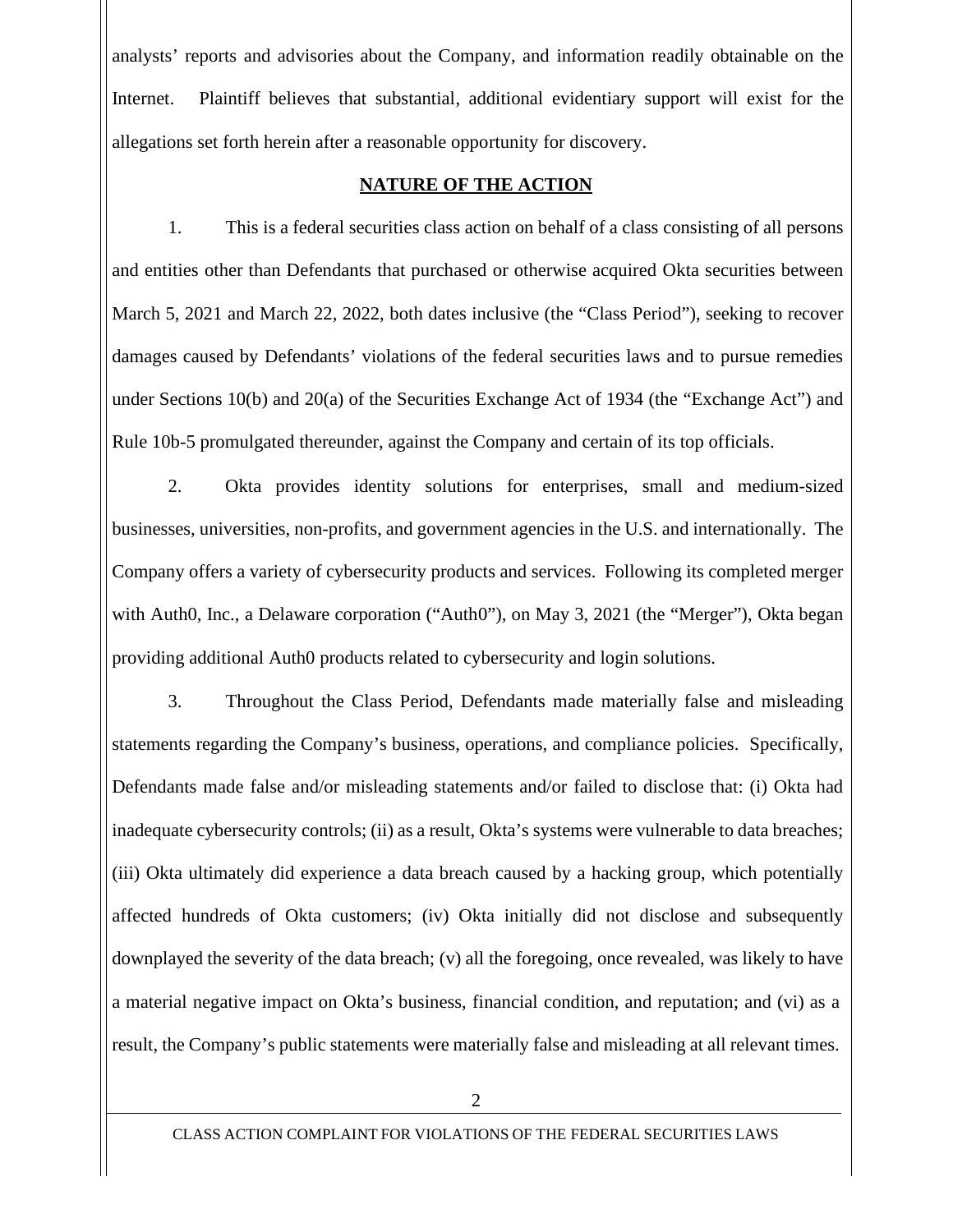analysts' reports and advisories about the Company, and information readily obtainable on the Internet. Plaintiff believes that substantial, additional evidentiary support will exist for the allegations set forth herein after a reasonable opportunity for discovery.

## NATURE OF THE ACTION

1. This is a federal securities class action on behalf of a class consisting of all persons and entities other than Defendants that purchased or otherwise acquired Okta securities between March 5, 2021 and March 22, 2022, both dates inclusive (the "Class Period"), seeking to recover damages caused by Defendants' violations of the federal securities laws and to pursue remedies under Sections 10(b) and 20(a) of the Securities Exchange Act of 1934 (the "Exchange Act") and Rule 10b-5 promulgated thereunder, against the Company and certain of its top officials.

2. Okta provides identity solutions for enterprises, small and medium-sized businesses, universities, non-profits, and government agencies in the U.S. and internationally. The Company offers a variety of cybersecurity products and services. Following its completed merger with Auth0, Inc., a Delaware corporation ("Auth0"), on May 3, 2021 (the "Merger"), Okta began providing additional Auth0 products related to cybersecurity and login solutions.

3. Throughout the Class Period, Defendants made materially false and misleading statements regarding the Company's business, operations, and compliance policies. Specifically, Defendants made false and/or misleading statements and/or failed to disclose that: (i) Okta had inadequate cybersecurity controls; (ii) as a result, Okta's systems were vulnerable to data breaches; (iii) Okta ultimately did experience a data breach caused by a hacking group, which potentially affected hundreds of Okta customers; (iv) Okta initially did not disclose and subsequently downplayed the severity of the data breach; (v) all the foregoing, once revealed, was likely to have a material negative impact on Okta's business, financial condition, and reputation; and (vi) as a result, the Company's public statements were materially false and misleading at all relevant times.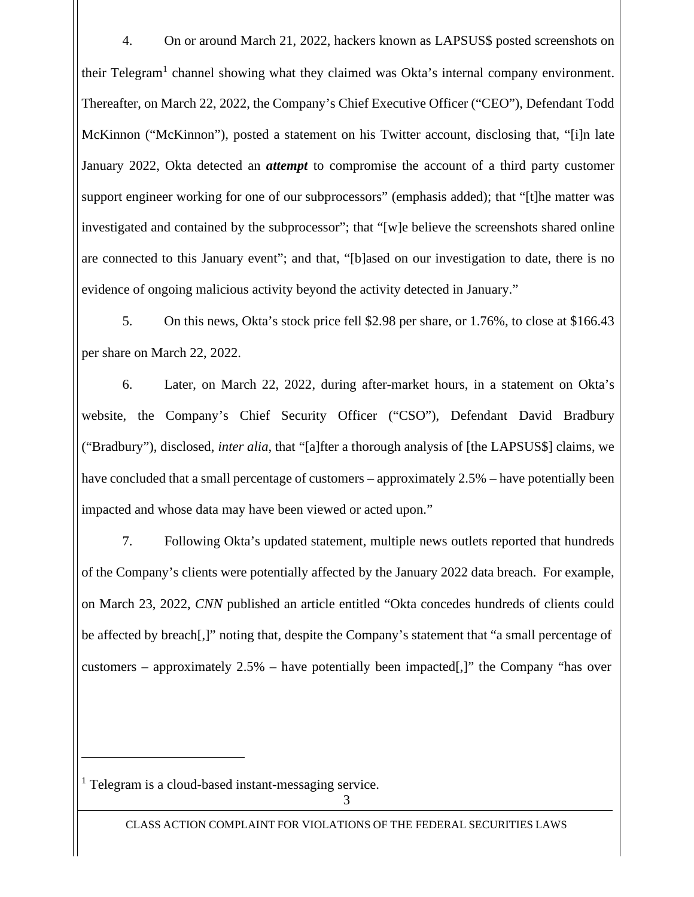4. On or around March 21, 2022, hackers known as LAPSUS$ posted screenshots on their Telegram[1] channel showing what they claimed was Okta's internal company environment. Thereafter, on March 22, 2022, the Company's Chief Executive Officer ("CEO"), Defendant Todd McKinnon ("McKinnon"), posted a statement on his Twitter account, disclosing that, "[i]n late January 2022, Okta detected an ***attempt*** to compromise the account of a third party customer support engineer working for one of our subprocessors" (emphasis added); that "[t]he matter was investigated and contained by the subprocessor"; that "[w]e believe the screenshots shared online are connected to this January event"; and that, "[b]ased on our investigation to date, there is no evidence of ongoing malicious activity beyond the activity detected in January."

5. On this news, Okta's stock price fell $2.98 per share, or 1.76%, to close at $166.43 per share on March 22, 2022.

6. Later, on March 22, 2022, during after-market hours, in a statement on Okta's website, the Company's Chief Security Officer ("CSO"), Defendant David Bradbury ("Bradbury"), disclosed, *inter alia*, that "[a]fter a thorough analysis of [the LAPSUS$] claims, we have concluded that a small percentage of customers – approximately 2.5% – have potentially been impacted and whose data may have been viewed or acted upon."

7. Following Okta's updated statement, multiple news outlets reported that hundreds of the Company's clients were potentially affected by the January 2022 data breach. For example, on March 23, 2022, *CNN* published an article entitled "Okta concedes hundreds of clients could be affected by breach[,]" noting that, despite the Company's statement that "a small percentage of customers – approximately 2.5% – have potentially been impacted[,]" the Company "has over

[1] Telegram is a cloud-based instant-messaging service.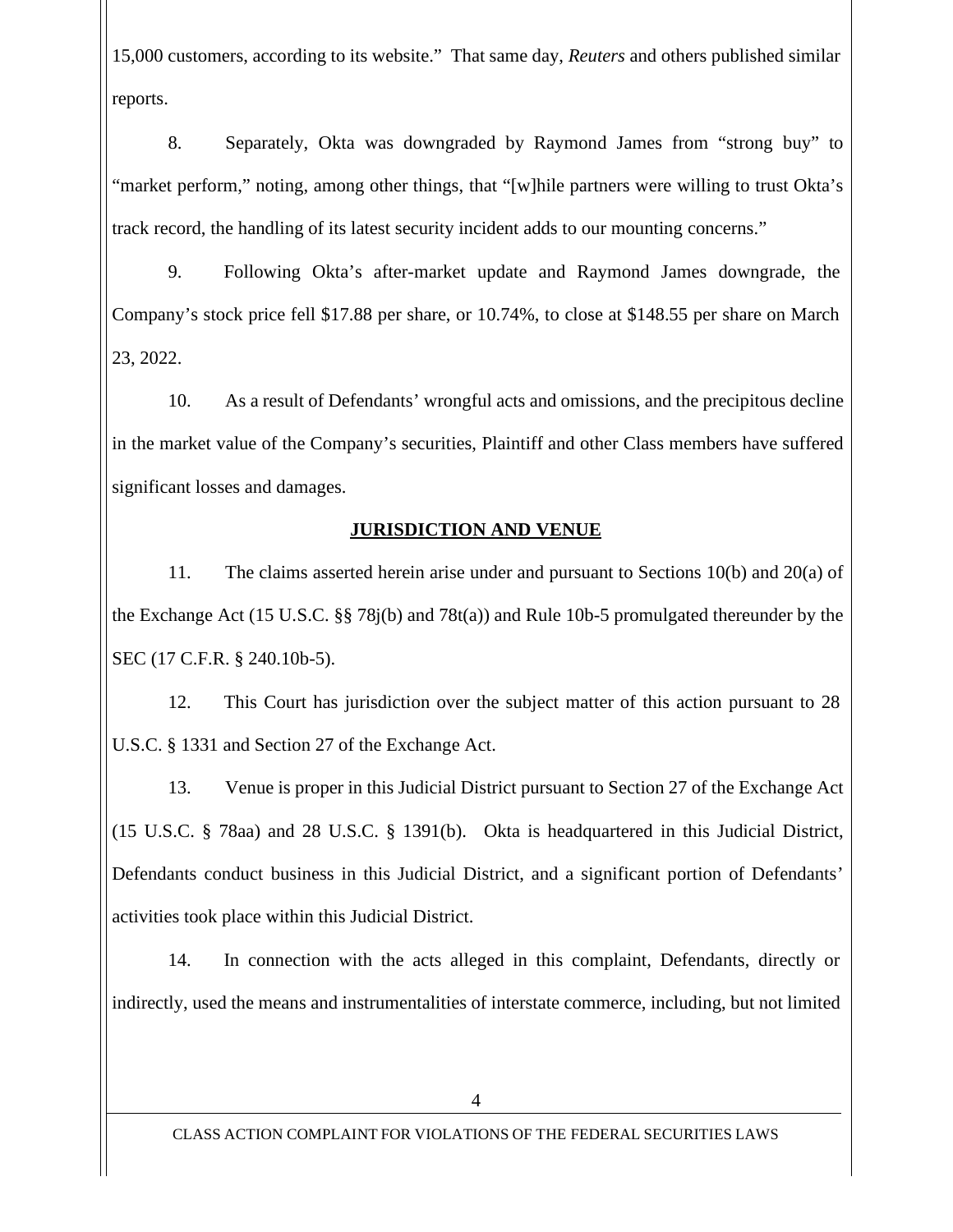15,000 customers, according to its website." That same day, *Reuters* and others published similar reports.

8. Separately, Okta was downgraded by Raymond James from "strong buy" to "market perform," noting, among other things, that "[w]hile partners were willing to trust Okta's track record, the handling of its latest security incident adds to our mounting concerns."

9. Following Okta's after-market update and Raymond James downgrade, the Company's stock price fell $17.88 per share, or 10.74%, to close at $148.55 per share on March 23, 2022.

10. As a result of Defendants' wrongful acts and omissions, and the precipitous decline in the market value of the Company's securities, Plaintiff and other Class members have suffered significant losses and damages.

## JURISDICTION AND VENUE

11. The claims asserted herein arise under and pursuant to Sections 10(b) and 20(a) of the Exchange Act (15 U.S.C. §§ 78j(b) and 78t(a)) and Rule 10b-5 promulgated thereunder by the SEC (17 C.F.R. § 240.10b-5).

12. This Court has jurisdiction over the subject matter of this action pursuant to 28 U.S.C. § 1331 and Section 27 of the Exchange Act.

13. Venue is proper in this Judicial District pursuant to Section 27 of the Exchange Act (15 U.S.C. § 78aa) and 28 U.S.C. § 1391(b). Okta is headquartered in this Judicial District, Defendants conduct business in this Judicial District, and a significant portion of Defendants' activities took place within this Judicial District.

14. In connection with the acts alleged in this complaint, Defendants, directly or indirectly, used the means and instrumentalities of interstate commerce, including, but not limited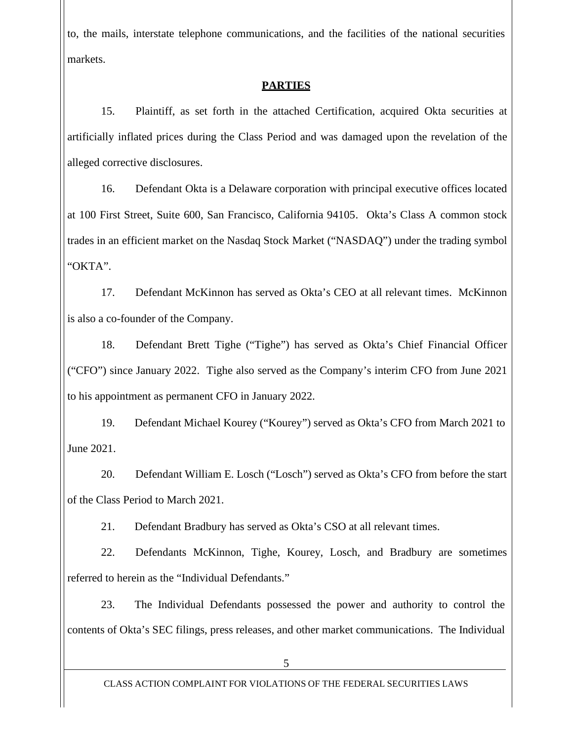to, the mails, interstate telephone communications, and the facilities of the national securities markets.

## PARTIES

15. Plaintiff, as set forth in the attached Certification, acquired Okta securities at artificially inflated prices during the Class Period and was damaged upon the revelation of the alleged corrective disclosures.

16. Defendant Okta is a Delaware corporation with principal executive offices located at 100 First Street, Suite 600, San Francisco, California 94105. Okta's Class A common stock trades in an efficient market on the Nasdaq Stock Market ("NASDAQ") under the trading symbol "OKTA".

17. Defendant McKinnon has served as Okta's CEO at all relevant times. McKinnon is also a co-founder of the Company.

18. Defendant Brett Tighe ("Tighe") has served as Okta's Chief Financial Officer ("CFO") since January 2022. Tighe also served as the Company's interim CFO from June 2021 to his appointment as permanent CFO in January 2022.

19. Defendant Michael Kourey ("Kourey") served as Okta's CFO from March 2021 to June 2021.

20. Defendant William E. Losch ("Losch") served as Okta's CFO from before the start of the Class Period to March 2021.

21. Defendant Bradbury has served as Okta's CSO at all relevant times.

22. Defendants McKinnon, Tighe, Kourey, Losch, and Bradbury are sometimes referred to herein as the "Individual Defendants."

23. The Individual Defendants possessed the power and authority to control the contents of Okta's SEC filings, press releases, and other market communications. The Individual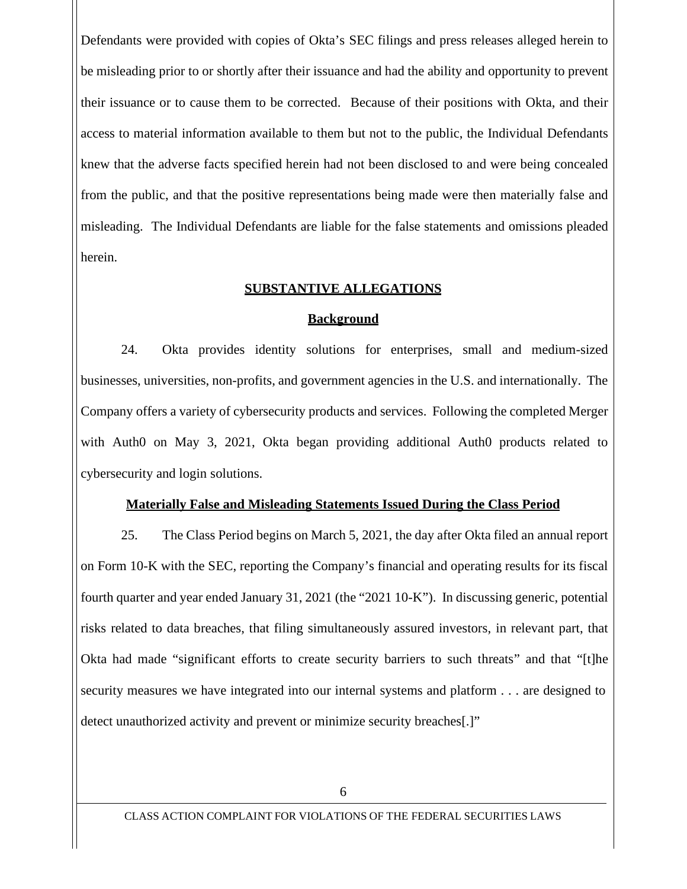Defendants were provided with copies of Okta's SEC filings and press releases alleged herein to be misleading prior to or shortly after their issuance and had the ability and opportunity to prevent their issuance or to cause them to be corrected. Because of their positions with Okta, and their access to material information available to them but not to the public, the Individual Defendants knew that the adverse facts specified herein had not been disclosed to and were being concealed from the public, and that the positive representations being made were then materially false and misleading. The Individual Defendants are liable for the false statements and omissions pleaded herein.

## SUBSTANTIVE ALLEGATIONS

### Background

24. Okta provides identity solutions for enterprises, small and medium-sized businesses, universities, non-profits, and government agencies in the U.S. and internationally. The Company offers a variety of cybersecurity products and services. Following the completed Merger with Auth0 on May 3, 2021, Okta began providing additional Auth0 products related to cybersecurity and login solutions.

### Materially False and Misleading Statements Issued During the Class Period

25. The Class Period begins on March 5, 2021, the day after Okta filed an annual report on Form 10-K with the SEC, reporting the Company's financial and operating results for its fiscal fourth quarter and year ended January 31, 2021 (the "2021 10-K"). In discussing generic, potential risks related to data breaches, that filing simultaneously assured investors, in relevant part, that Okta had made "significant efforts to create security barriers to such threats" and that "[t]he security measures we have integrated into our internal systems and platform . . . are designed to detect unauthorized activity and prevent or minimize security breaches[.]"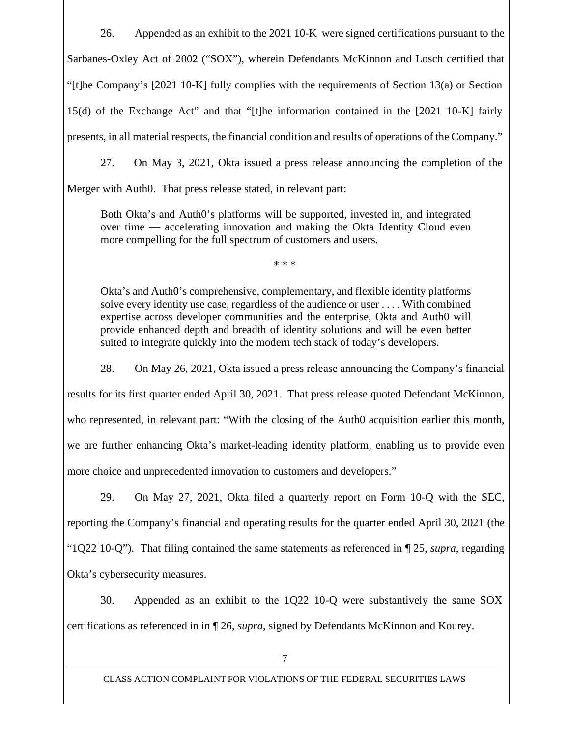26. Appended as an exhibit to the 2021 10-K were signed certifications pursuant to the Sarbanes-Oxley Act of 2002 ("SOX"), wherein Defendants McKinnon and Losch certified that "[t]he Company's [2021 10-K] fully complies with the requirements of Section 13(a) or Section 15(d) of the Exchange Act" and that "[t]he information contained in the [2021 10-K] fairly presents, in all material respects, the financial condition and results of operations of the Company."

27. On May 3, 2021, Okta issued a press release announcing the completion of the Merger with Auth0. That press release stated, in relevant part:

> Both Okta's and Auth0's platforms will be supported, invested in, and integrated over time — accelerating innovation and making the Okta Identity Cloud even more compelling for the full spectrum of customers and users.
>
> \* \* \*
>
> Okta's and Auth0's comprehensive, complementary, and flexible identity platforms solve every identity use case, regardless of the audience or user . . . . With combined expertise across developer communities and the enterprise, Okta and Auth0 will provide enhanced depth and breadth of identity solutions and will be even better suited to integrate quickly into the modern tech stack of today's developers.

28. On May 26, 2021, Okta issued a press release announcing the Company's financial results for its first quarter ended April 30, 2021. That press release quoted Defendant McKinnon, who represented, in relevant part: "With the closing of the Auth0 acquisition earlier this month, we are further enhancing Okta's market-leading identity platform, enabling us to provide even more choice and unprecedented innovation to customers and developers."

29. On May 27, 2021, Okta filed a quarterly report on Form 10-Q with the SEC, reporting the Company's financial and operating results for the quarter ended April 30, 2021 (the "1Q22 10-Q"). That filing contained the same statements as referenced in ¶ 25, *supra*, regarding Okta's cybersecurity measures.

30. Appended as an exhibit to the 1Q22 10-Q were substantively the same SOX certifications as referenced in in ¶ 26, *supra*, signed by Defendants McKinnon and Kourey.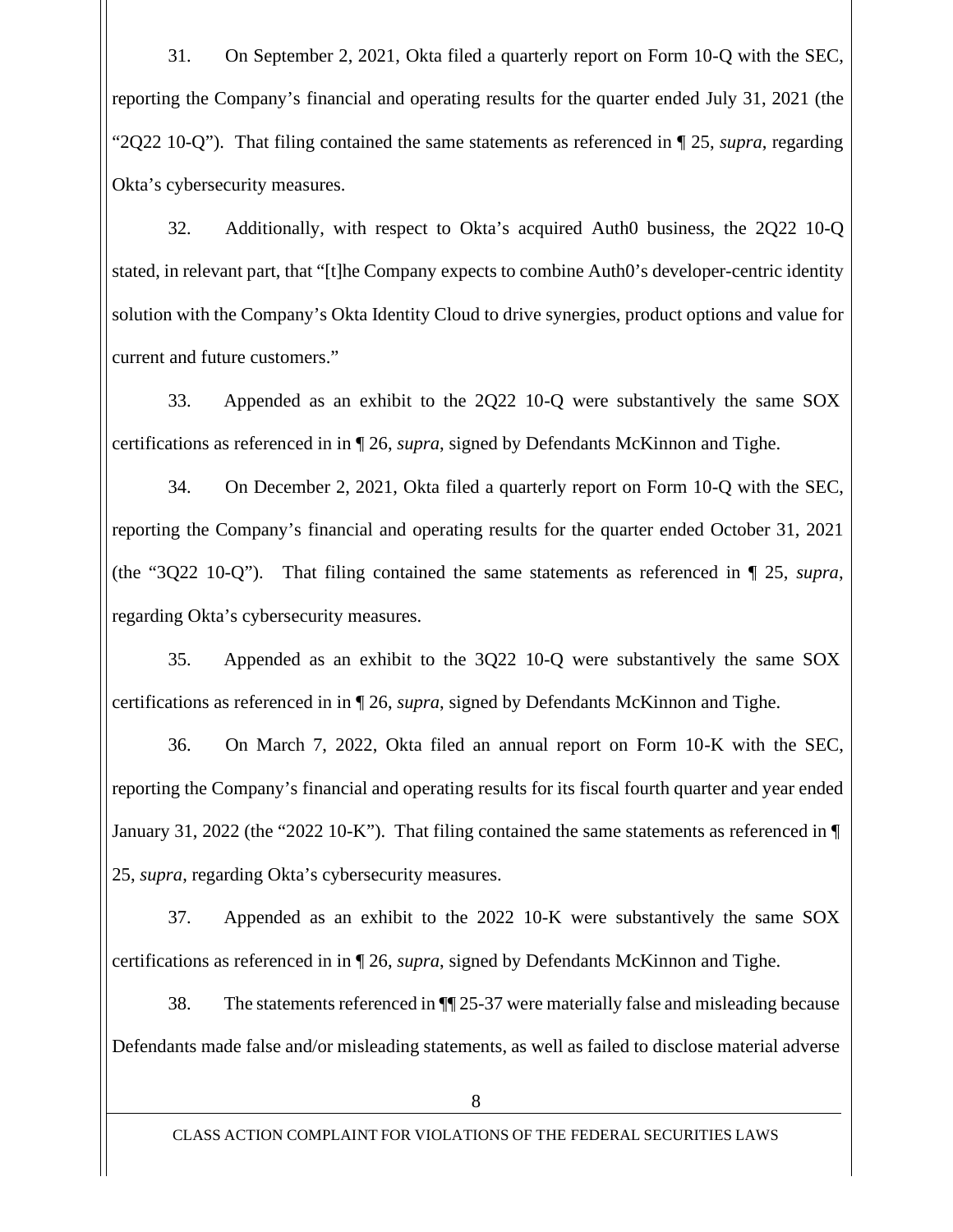31. On September 2, 2021, Okta filed a quarterly report on Form 10-Q with the SEC, reporting the Company's financial and operating results for the quarter ended July 31, 2021 (the "2Q22 10-Q"). That filing contained the same statements as referenced in ¶ 25, *supra*, regarding Okta's cybersecurity measures.

32. Additionally, with respect to Okta's acquired Auth0 business, the 2Q22 10-Q stated, in relevant part, that "[t]he Company expects to combine Auth0's developer-centric identity solution with the Company's Okta Identity Cloud to drive synergies, product options and value for current and future customers."

33. Appended as an exhibit to the 2Q22 10-Q were substantively the same SOX certifications as referenced in in ¶ 26, *supra*, signed by Defendants McKinnon and Tighe.

34. On December 2, 2021, Okta filed a quarterly report on Form 10-Q with the SEC, reporting the Company's financial and operating results for the quarter ended October 31, 2021 (the "3Q22 10-Q"). That filing contained the same statements as referenced in ¶ 25, *supra*, regarding Okta's cybersecurity measures.

35. Appended as an exhibit to the 3Q22 10-Q were substantively the same SOX certifications as referenced in in ¶ 26, *supra*, signed by Defendants McKinnon and Tighe.

36. On March 7, 2022, Okta filed an annual report on Form 10-K with the SEC, reporting the Company's financial and operating results for its fiscal fourth quarter and year ended January 31, 2022 (the "2022 10-K"). That filing contained the same statements as referenced in ¶ 25, *supra*, regarding Okta's cybersecurity measures.

37. Appended as an exhibit to the 2022 10-K were substantively the same SOX certifications as referenced in in ¶ 26, *supra*, signed by Defendants McKinnon and Tighe.

38. The statements referenced in ¶¶ 25-37 were materially false and misleading because Defendants made false and/or misleading statements, as well as failed to disclose material adverse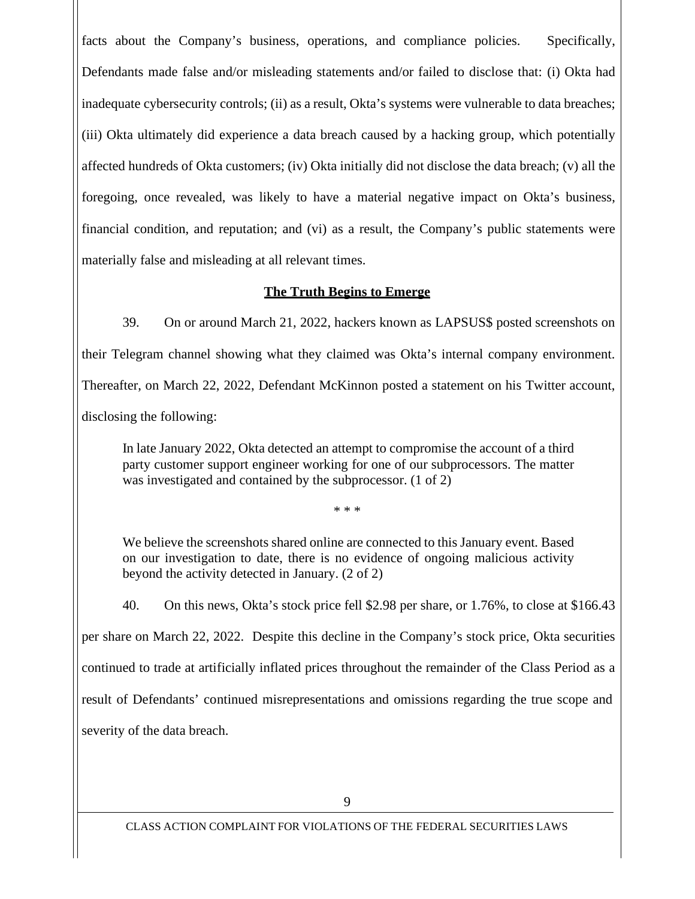facts about the Company's business, operations, and compliance policies. Specifically, Defendants made false and/or misleading statements and/or failed to disclose that: (i) Okta had inadequate cybersecurity controls; (ii) as a result, Okta's systems were vulnerable to data breaches; (iii) Okta ultimately did experience a data breach caused by a hacking group, which potentially affected hundreds of Okta customers; (iv) Okta initially did not disclose the data breach; (v) all the foregoing, once revealed, was likely to have a material negative impact on Okta's business, financial condition, and reputation; and (vi) as a result, the Company's public statements were materially false and misleading at all relevant times.

## **The Truth Begins to Emerge**

39. On or around March 21, 2022, hackers known as LAPSUS$ posted screenshots on their Telegram channel showing what they claimed was Okta's internal company environment. Thereafter, on March 22, 2022, Defendant McKinnon posted a statement on his Twitter account, disclosing the following:

> In late January 2022, Okta detected an attempt to compromise the account of a third party customer support engineer working for one of our subprocessors. The matter was investigated and contained by the subprocessor. (1 of 2)
>
> \* \* \*
>
> We believe the screenshots shared online are connected to this January event. Based on our investigation to date, there is no evidence of ongoing malicious activity beyond the activity detected in January. (2 of 2)

40. On this news, Okta's stock price fell $2.98 per share, or 1.76%, to close at $166.43 per share on March 22, 2022. Despite this decline in the Company's stock price, Okta securities continued to trade at artificially inflated prices throughout the remainder of the Class Period as a result of Defendants' continued misrepresentations and omissions regarding the true scope and severity of the data breach.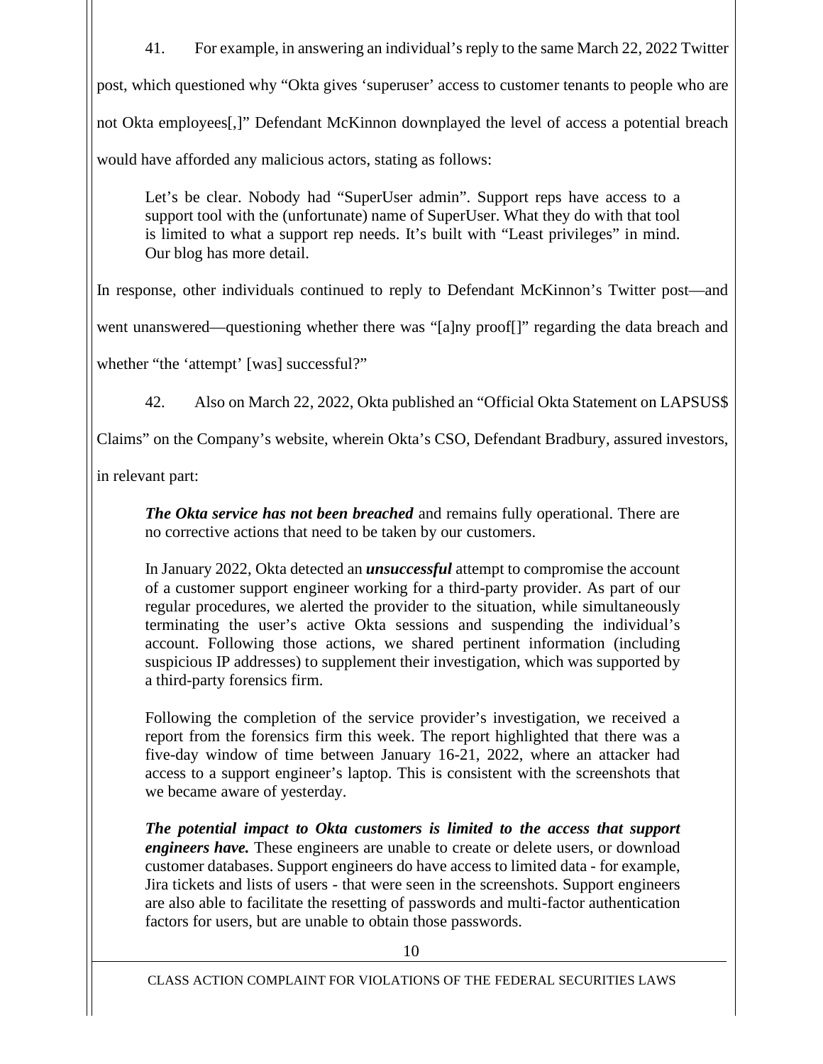41. For example, in answering an individual's reply to the same March 22, 2022 Twitter post, which questioned why "Okta gives 'superuser' access to customer tenants to people who are not Okta employees[,]" Defendant McKinnon downplayed the level of access a potential breach would have afforded any malicious actors, stating as follows:

> Let's be clear. Nobody had "SuperUser admin". Support reps have access to a support tool with the (unfortunate) name of SuperUser. What they do with that tool is limited to what a support rep needs. It's built with "Least privileges" in mind. Our blog has more detail.

In response, other individuals continued to reply to Defendant McKinnon's Twitter post—and went unanswered—questioning whether there was "[a]ny proof[]" regarding the data breach and whether "the 'attempt' [was] successful?"

42. Also on March 22, 2022, Okta published an "Official Okta Statement on LAPSUS$ Claims" on the Company's website, wherein Okta's CSO, Defendant Bradbury, assured investors, in relevant part:

> ***The Okta service has not been breached*** and remains fully operational. There are no corrective actions that need to be taken by our customers.
>
> In January 2022, Okta detected an ***unsuccessful*** attempt to compromise the account of a customer support engineer working for a third-party provider. As part of our regular procedures, we alerted the provider to the situation, while simultaneously terminating the user's active Okta sessions and suspending the individual's account. Following those actions, we shared pertinent information (including suspicious IP addresses) to supplement their investigation, which was supported by a third-party forensics firm.
>
> Following the completion of the service provider's investigation, we received a report from the forensics firm this week. The report highlighted that there was a five-day window of time between January 16-21, 2022, where an attacker had access to a support engineer's laptop. This is consistent with the screenshots that we became aware of yesterday.
>
> ***The potential impact to Okta customers is limited to the access that support engineers have.*** These engineers are unable to create or delete users, or download customer databases. Support engineers do have access to limited data - for example, Jira tickets and lists of users - that were seen in the screenshots. Support engineers are also able to facilitate the resetting of passwords and multi-factor authentication factors for users, but are unable to obtain those passwords.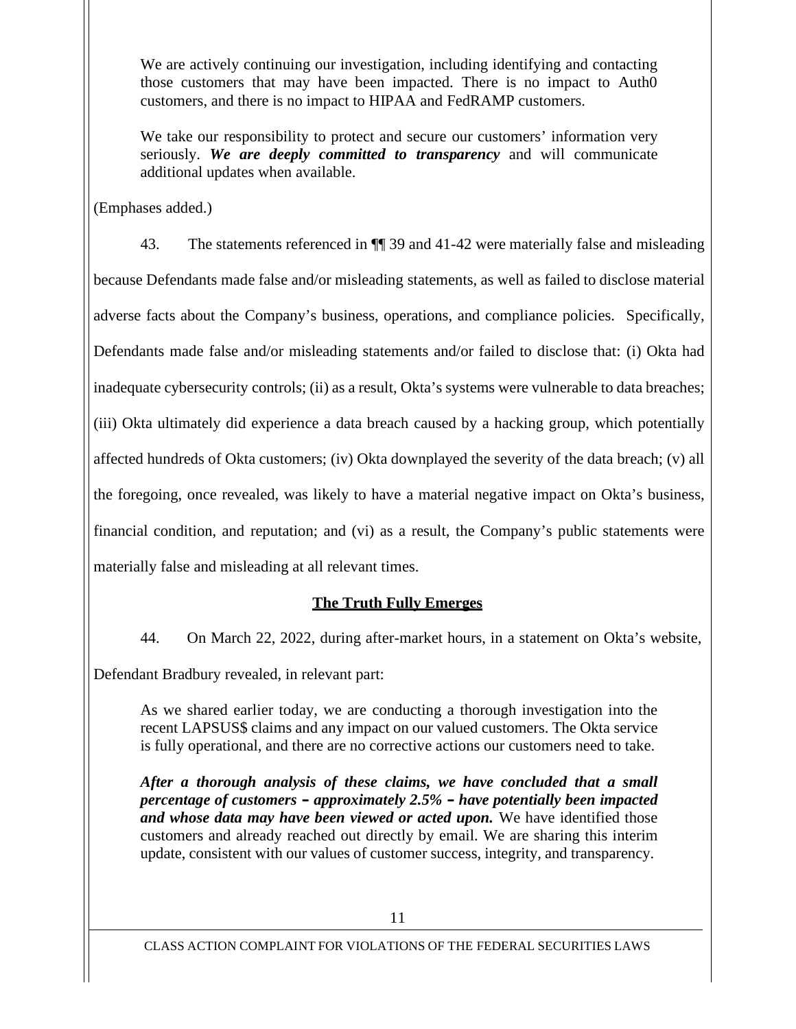> We are actively continuing our investigation, including identifying and contacting those customers that may have been impacted. There is no impact to Auth0 customers, and there is no impact to HIPAA and FedRAMP customers.
>
> We take our responsibility to protect and secure our customers' information very seriously. ***We are deeply committed to transparency*** and will communicate additional updates when available.

(Emphases added.)

43. The statements referenced in ¶¶ 39 and 41-42 were materially false and misleading because Defendants made false and/or misleading statements, as well as failed to disclose material adverse facts about the Company's business, operations, and compliance policies. Specifically, Defendants made false and/or misleading statements and/or failed to disclose that: (i) Okta had inadequate cybersecurity controls; (ii) as a result, Okta's systems were vulnerable to data breaches; (iii) Okta ultimately did experience a data breach caused by a hacking group, which potentially affected hundreds of Okta customers; (iv) Okta downplayed the severity of the data breach; (v) all the foregoing, once revealed, was likely to have a material negative impact on Okta's business, financial condition, and reputation; and (vi) as a result, the Company's public statements were materially false and misleading at all relevant times.

## The Truth Fully Emerges

44. On March 22, 2022, during after-market hours, in a statement on Okta's website, Defendant Bradbury revealed, in relevant part:

> As we shared earlier today, we are conducting a thorough investigation into the recent LAPSUS$ claims and any impact on our valued customers. The Okta service is fully operational, and there are no corrective actions our customers need to take.
>
> ***After a thorough analysis of these claims, we have concluded that a small percentage of customers – approximately 2.5% – have potentially been impacted and whose data may have been viewed or acted upon.*** We have identified those customers and already reached out directly by email. We are sharing this interim update, consistent with our values of customer success, integrity, and transparency.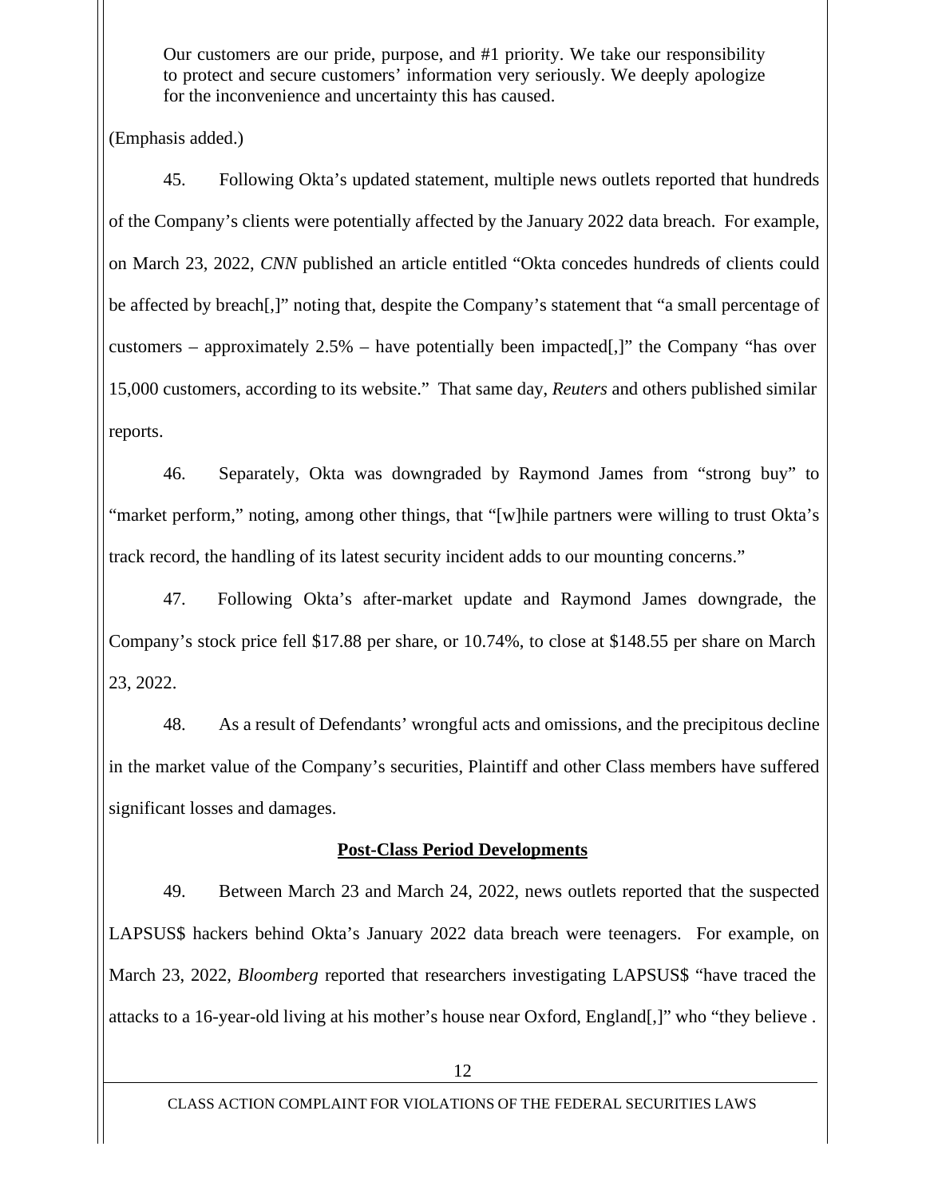> Our customers are our pride, purpose, and #1 priority. We take our responsibility to protect and secure customers' information very seriously. We deeply apologize for the inconvenience and uncertainty this has caused.

(Emphasis added.)

45. Following Okta's updated statement, multiple news outlets reported that hundreds of the Company's clients were potentially affected by the January 2022 data breach. For example, on March 23, 2022, *CNN* published an article entitled "Okta concedes hundreds of clients could be affected by breach[,]" noting that, despite the Company's statement that "a small percentage of customers – approximately 2.5% – have potentially been impacted[,]" the Company "has over 15,000 customers, according to its website." That same day, *Reuters* and others published similar reports.

46. Separately, Okta was downgraded by Raymond James from "strong buy" to "market perform," noting, among other things, that "[w]hile partners were willing to trust Okta's track record, the handling of its latest security incident adds to our mounting concerns."

47. Following Okta's after-market update and Raymond James downgrade, the Company's stock price fell $17.88 per share, or 10.74%, to close at $148.55 per share on March 23, 2022.

48. As a result of Defendants' wrongful acts and omissions, and the precipitous decline in the market value of the Company's securities, Plaintiff and other Class members have suffered significant losses and damages.

**Post-Class Period Developments**

49. Between March 23 and March 24, 2022, news outlets reported that the suspected LAPSUS$ hackers behind Okta's January 2022 data breach were teenagers. For example, on March 23, 2022, *Bloomberg* reported that researchers investigating LAPSUS$ "have traced the attacks to a 16-year-old living at his mother's house near Oxford, England[,]" who "they believe .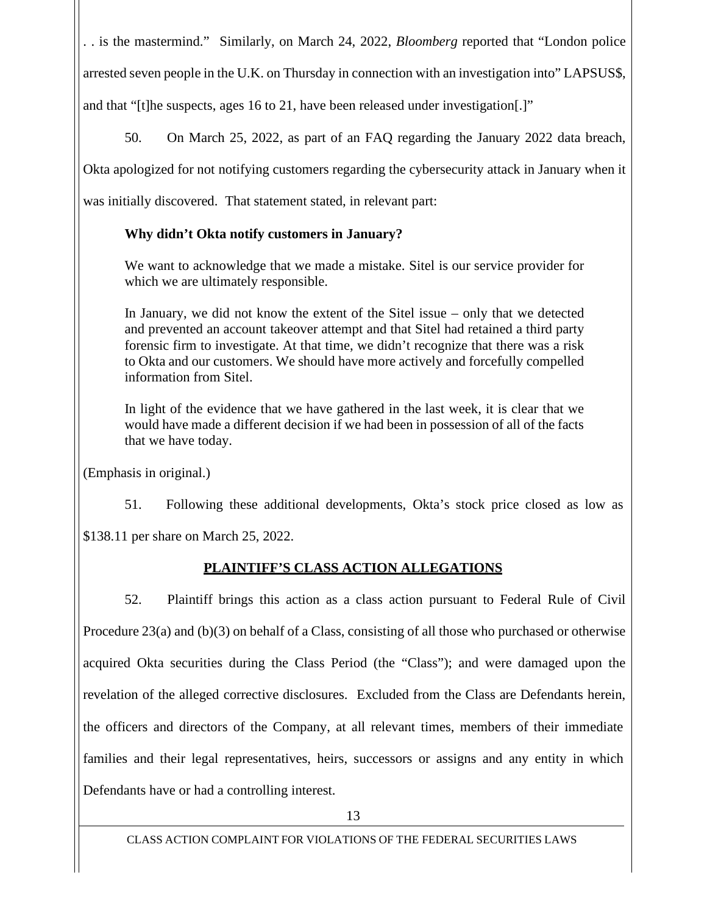. . is the mastermind." Similarly, on March 24, 2022, *Bloomberg* reported that "London police arrested seven people in the U.K. on Thursday in connection with an investigation into" LAPSUS$, and that "[t]he suspects, ages 16 to 21, have been released under investigation[.]"

50. On March 25, 2022, as part of an FAQ regarding the January 2022 data breach, Okta apologized for not notifying customers regarding the cybersecurity attack in January when it was initially discovered. That statement stated, in relevant part:

> **Why didn't Okta notify customers in January?**
>
> We want to acknowledge that we made a mistake. Sitel is our service provider for which we are ultimately responsible.
>
> In January, we did not know the extent of the Sitel issue – only that we detected and prevented an account takeover attempt and that Sitel had retained a third party forensic firm to investigate. At that time, we didn't recognize that there was a risk to Okta and our customers. We should have more actively and forcefully compelled information from Sitel.
>
> In light of the evidence that we have gathered in the last week, it is clear that we would have made a different decision if we had been in possession of all of the facts that we have today.

(Emphasis in original.)

51. Following these additional developments, Okta's stock price closed as low as $138.11 per share on March 25, 2022.

## PLAINTIFF'S CLASS ACTION ALLEGATIONS

52. Plaintiff brings this action as a class action pursuant to Federal Rule of Civil Procedure 23(a) and (b)(3) on behalf of a Class, consisting of all those who purchased or otherwise acquired Okta securities during the Class Period (the "Class"); and were damaged upon the revelation of the alleged corrective disclosures. Excluded from the Class are Defendants herein, the officers and directors of the Company, at all relevant times, members of their immediate families and their legal representatives, heirs, successors or assigns and any entity in which Defendants have or had a controlling interest.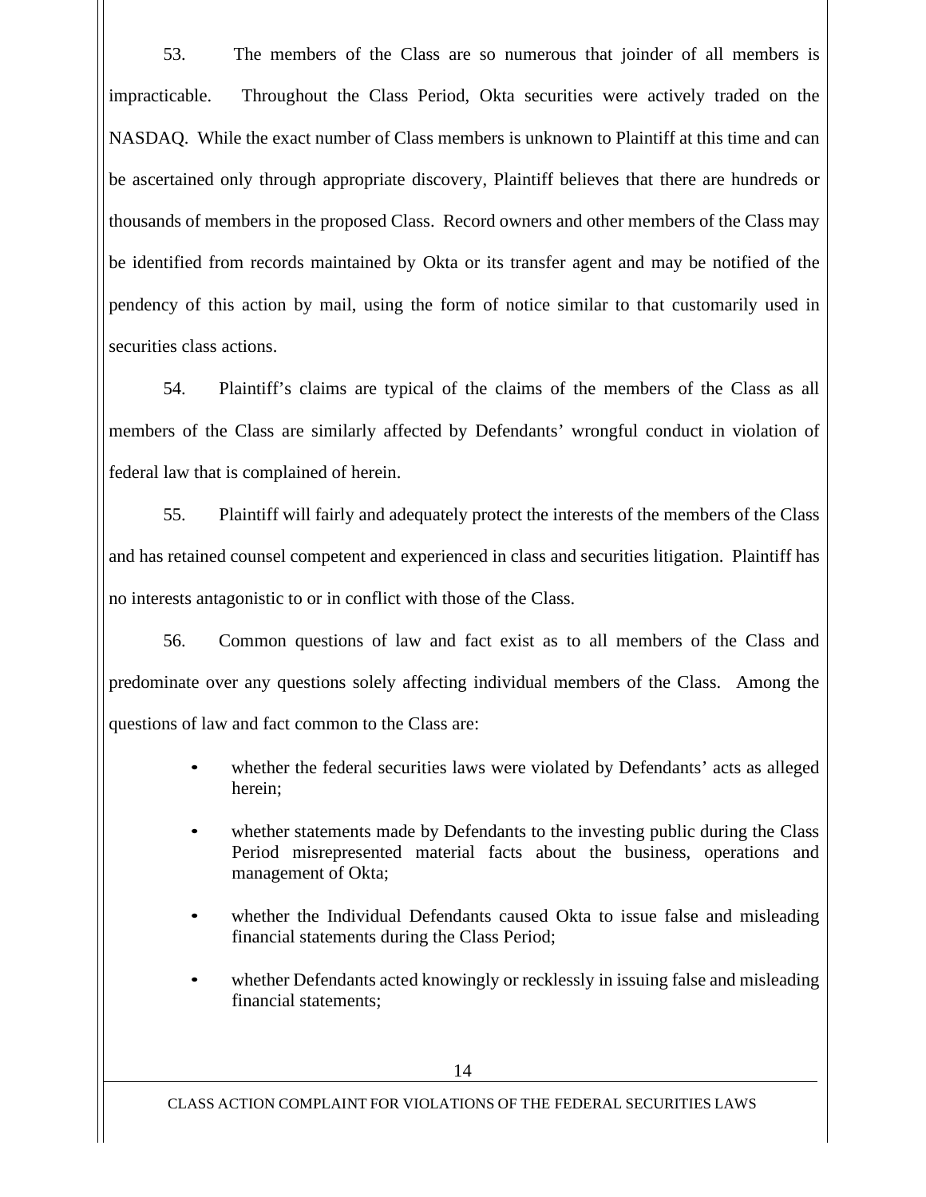53. The members of the Class are so numerous that joinder of all members is impracticable. Throughout the Class Period, Okta securities were actively traded on the NASDAQ. While the exact number of Class members is unknown to Plaintiff at this time and can be ascertained only through appropriate discovery, Plaintiff believes that there are hundreds or thousands of members in the proposed Class. Record owners and other members of the Class may be identified from records maintained by Okta or its transfer agent and may be notified of the pendency of this action by mail, using the form of notice similar to that customarily used in securities class actions.

54. Plaintiff's claims are typical of the claims of the members of the Class as all members of the Class are similarly affected by Defendants' wrongful conduct in violation of federal law that is complained of herein.

55. Plaintiff will fairly and adequately protect the interests of the members of the Class and has retained counsel competent and experienced in class and securities litigation. Plaintiff has no interests antagonistic to or in conflict with those of the Class.

56. Common questions of law and fact exist as to all members of the Class and predominate over any questions solely affecting individual members of the Class. Among the questions of law and fact common to the Class are:

- whether the federal securities laws were violated by Defendants' acts as alleged herein;
- whether statements made by Defendants to the investing public during the Class Period misrepresented material facts about the business, operations and management of Okta;
- whether the Individual Defendants caused Okta to issue false and misleading financial statements during the Class Period;
- whether Defendants acted knowingly or recklessly in issuing false and misleading financial statements;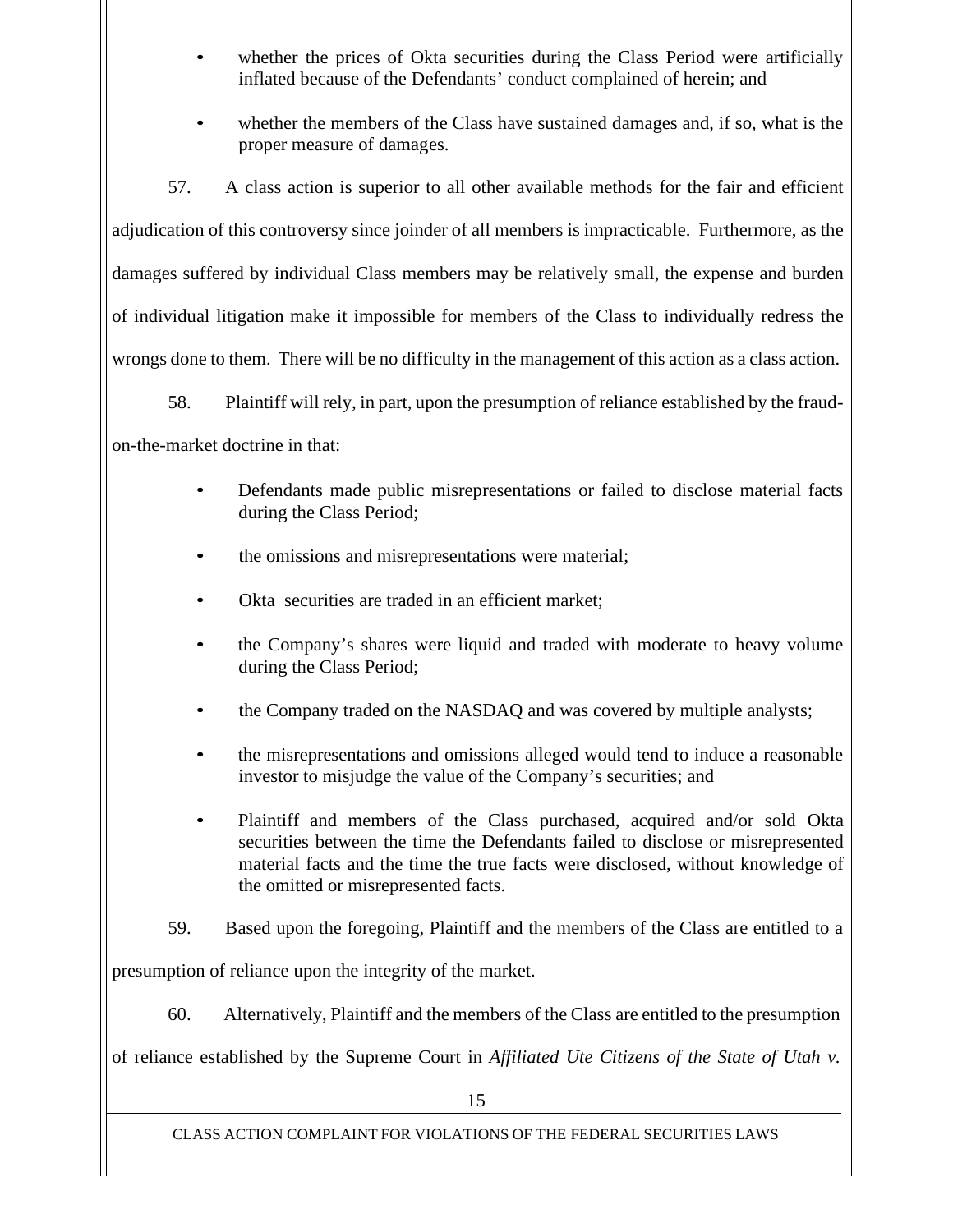- whether the prices of Okta securities during the Class Period were artificially inflated because of the Defendants' conduct complained of herein; and

- whether the members of the Class have sustained damages and, if so, what is the proper measure of damages.

57. A class action is superior to all other available methods for the fair and efficient adjudication of this controversy since joinder of all members is impracticable. Furthermore, as the damages suffered by individual Class members may be relatively small, the expense and burden of individual litigation make it impossible for members of the Class to individually redress the wrongs done to them. There will be no difficulty in the management of this action as a class action.

58. Plaintiff will rely, in part, upon the presumption of reliance established by the fraud-on-the-market doctrine in that:

- Defendants made public misrepresentations or failed to disclose material facts during the Class Period;

- the omissions and misrepresentations were material;

- Okta securities are traded in an efficient market;

- the Company's shares were liquid and traded with moderate to heavy volume during the Class Period;

- the Company traded on the NASDAQ and was covered by multiple analysts;

- the misrepresentations and omissions alleged would tend to induce a reasonable investor to misjudge the value of the Company's securities; and

- Plaintiff and members of the Class purchased, acquired and/or sold Okta securities between the time the Defendants failed to disclose or misrepresented material facts and the time the true facts were disclosed, without knowledge of the omitted or misrepresented facts.

59. Based upon the foregoing, Plaintiff and the members of the Class are entitled to a presumption of reliance upon the integrity of the market.

60. Alternatively, Plaintiff and the members of the Class are entitled to the presumption of reliance established by the Supreme Court in *Affiliated Ute Citizens of the State of Utah v.*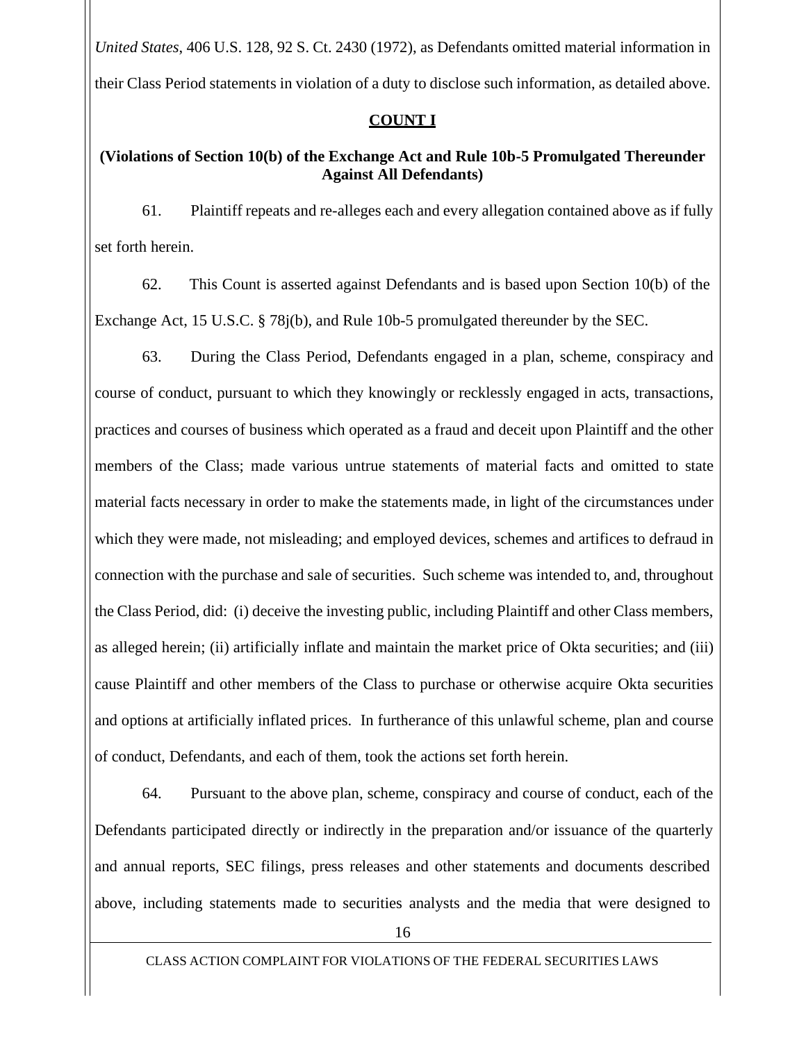*United States*, 406 U.S. 128, 92 S. Ct. 2430 (1972), as Defendants omitted material information in their Class Period statements in violation of a duty to disclose such information, as detailed above.

**COUNT I**

**(Violations of Section 10(b) of the Exchange Act and Rule 10b-5 Promulgated Thereunder Against All Defendants)**

61. Plaintiff repeats and re-alleges each and every allegation contained above as if fully set forth herein.

62. This Count is asserted against Defendants and is based upon Section 10(b) of the Exchange Act, 15 U.S.C. § 78j(b), and Rule 10b-5 promulgated thereunder by the SEC.

63. During the Class Period, Defendants engaged in a plan, scheme, conspiracy and course of conduct, pursuant to which they knowingly or recklessly engaged in acts, transactions, practices and courses of business which operated as a fraud and deceit upon Plaintiff and the other members of the Class; made various untrue statements of material facts and omitted to state material facts necessary in order to make the statements made, in light of the circumstances under which they were made, not misleading; and employed devices, schemes and artifices to defraud in connection with the purchase and sale of securities. Such scheme was intended to, and, throughout the Class Period, did: (i) deceive the investing public, including Plaintiff and other Class members, as alleged herein; (ii) artificially inflate and maintain the market price of Okta securities; and (iii) cause Plaintiff and other members of the Class to purchase or otherwise acquire Okta securities and options at artificially inflated prices. In furtherance of this unlawful scheme, plan and course of conduct, Defendants, and each of them, took the actions set forth herein.

64. Pursuant to the above plan, scheme, conspiracy and course of conduct, each of the Defendants participated directly or indirectly in the preparation and/or issuance of the quarterly and annual reports, SEC filings, press releases and other statements and documents described above, including statements made to securities analysts and the media that were designed to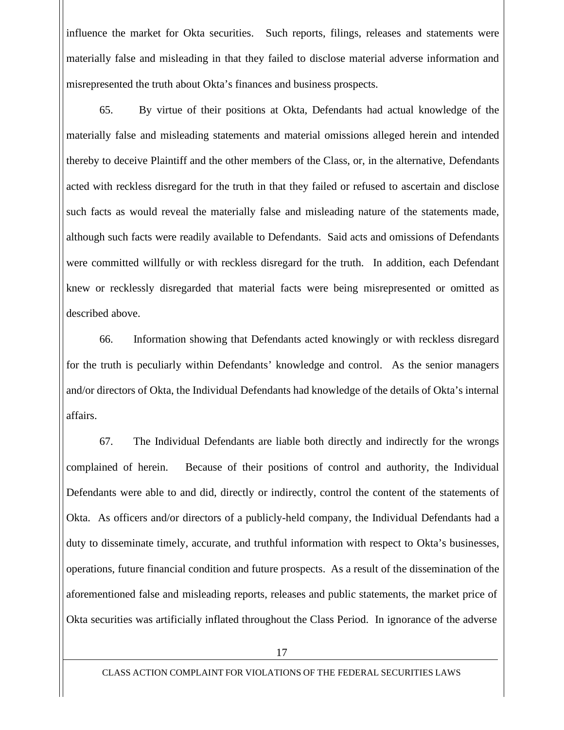influence the market for Okta securities. Such reports, filings, releases and statements were materially false and misleading in that they failed to disclose material adverse information and misrepresented the truth about Okta's finances and business prospects.

65. By virtue of their positions at Okta, Defendants had actual knowledge of the materially false and misleading statements and material omissions alleged herein and intended thereby to deceive Plaintiff and the other members of the Class, or, in the alternative, Defendants acted with reckless disregard for the truth in that they failed or refused to ascertain and disclose such facts as would reveal the materially false and misleading nature of the statements made, although such facts were readily available to Defendants. Said acts and omissions of Defendants were committed willfully or with reckless disregard for the truth. In addition, each Defendant knew or recklessly disregarded that material facts were being misrepresented or omitted as described above.

66. Information showing that Defendants acted knowingly or with reckless disregard for the truth is peculiarly within Defendants' knowledge and control. As the senior managers and/or directors of Okta, the Individual Defendants had knowledge of the details of Okta's internal affairs.

67. The Individual Defendants are liable both directly and indirectly for the wrongs complained of herein. Because of their positions of control and authority, the Individual Defendants were able to and did, directly or indirectly, control the content of the statements of Okta. As officers and/or directors of a publicly-held company, the Individual Defendants had a duty to disseminate timely, accurate, and truthful information with respect to Okta's businesses, operations, future financial condition and future prospects. As a result of the dissemination of the aforementioned false and misleading reports, releases and public statements, the market price of Okta securities was artificially inflated throughout the Class Period. In ignorance of the adverse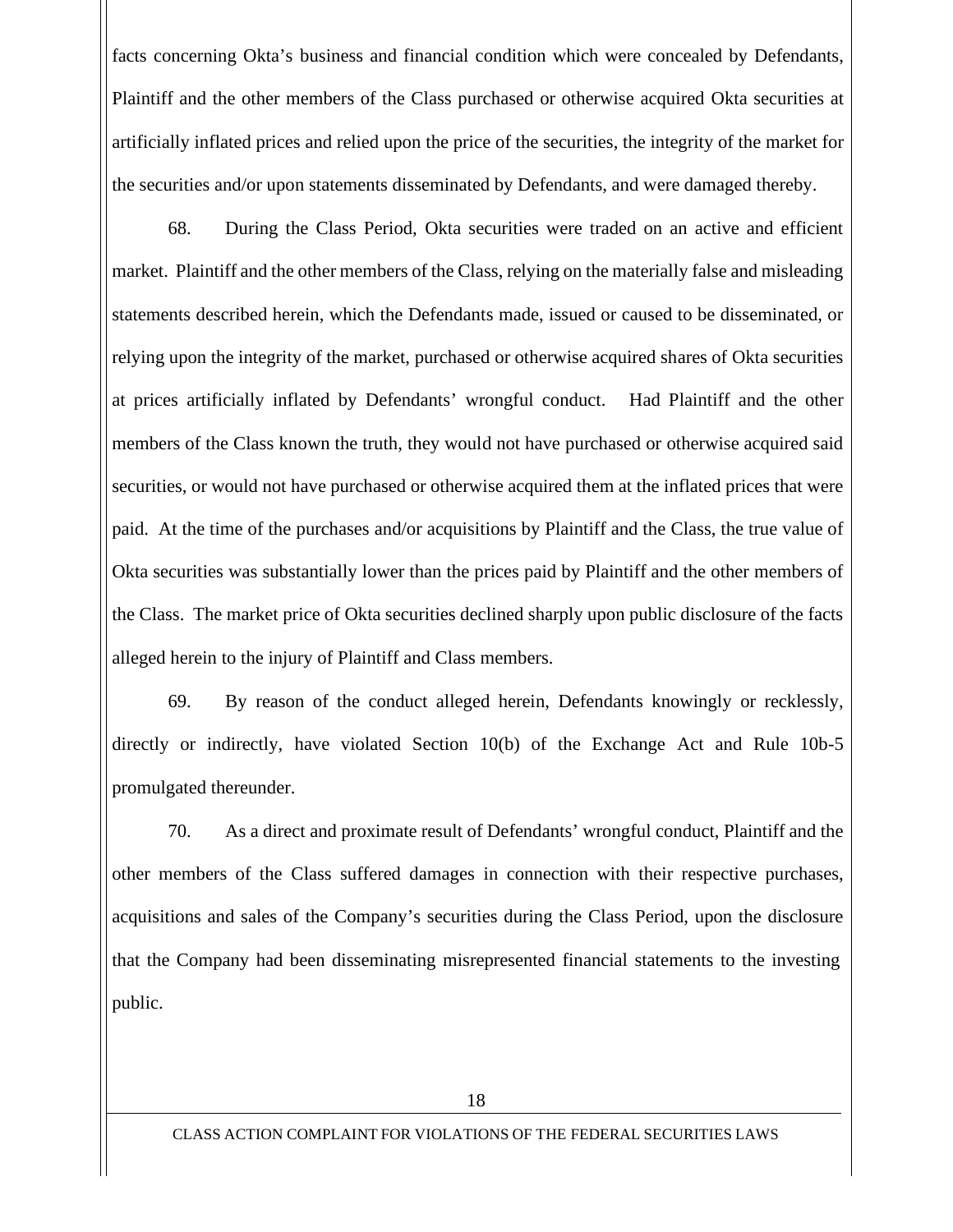facts concerning Okta's business and financial condition which were concealed by Defendants, Plaintiff and the other members of the Class purchased or otherwise acquired Okta securities at artificially inflated prices and relied upon the price of the securities, the integrity of the market for the securities and/or upon statements disseminated by Defendants, and were damaged thereby.

68. During the Class Period, Okta securities were traded on an active and efficient market. Plaintiff and the other members of the Class, relying on the materially false and misleading statements described herein, which the Defendants made, issued or caused to be disseminated, or relying upon the integrity of the market, purchased or otherwise acquired shares of Okta securities at prices artificially inflated by Defendants' wrongful conduct. Had Plaintiff and the other members of the Class known the truth, they would not have purchased or otherwise acquired said securities, or would not have purchased or otherwise acquired them at the inflated prices that were paid. At the time of the purchases and/or acquisitions by Plaintiff and the Class, the true value of Okta securities was substantially lower than the prices paid by Plaintiff and the other members of the Class. The market price of Okta securities declined sharply upon public disclosure of the facts alleged herein to the injury of Plaintiff and Class members.

69. By reason of the conduct alleged herein, Defendants knowingly or recklessly, directly or indirectly, have violated Section 10(b) of the Exchange Act and Rule 10b-5 promulgated thereunder.

70. As a direct and proximate result of Defendants' wrongful conduct, Plaintiff and the other members of the Class suffered damages in connection with their respective purchases, acquisitions and sales of the Company's securities during the Class Period, upon the disclosure that the Company had been disseminating misrepresented financial statements to the investing public.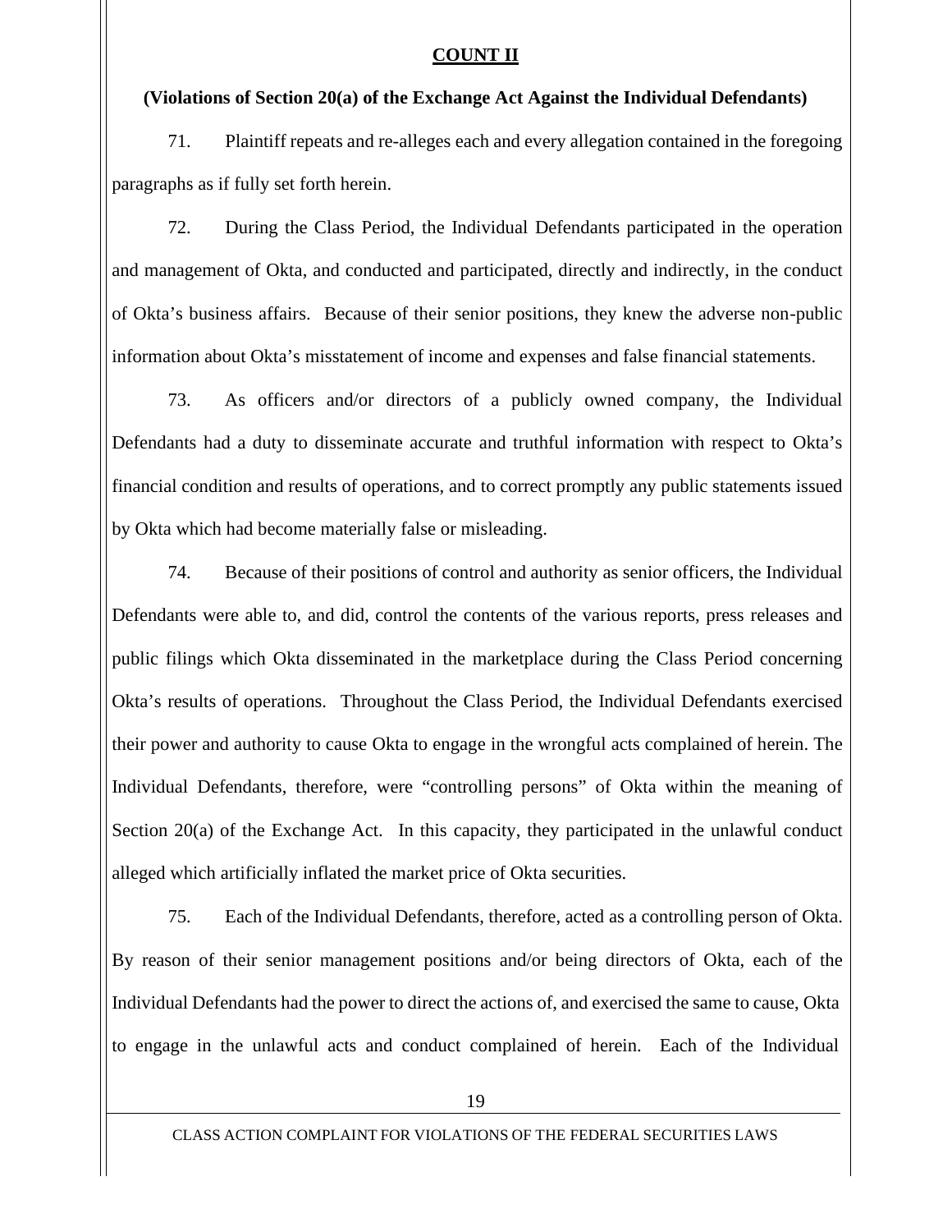**COUNT II**

**(Violations of Section 20(a) of the Exchange Act Against the Individual Defendants)**

71. Plaintiff repeats and re-alleges each and every allegation contained in the foregoing paragraphs as if fully set forth herein.

72. During the Class Period, the Individual Defendants participated in the operation and management of Okta, and conducted and participated, directly and indirectly, in the conduct of Okta's business affairs. Because of their senior positions, they knew the adverse non-public information about Okta's misstatement of income and expenses and false financial statements.

73. As officers and/or directors of a publicly owned company, the Individual Defendants had a duty to disseminate accurate and truthful information with respect to Okta's financial condition and results of operations, and to correct promptly any public statements issued by Okta which had become materially false or misleading.

74. Because of their positions of control and authority as senior officers, the Individual Defendants were able to, and did, control the contents of the various reports, press releases and public filings which Okta disseminated in the marketplace during the Class Period concerning Okta's results of operations. Throughout the Class Period, the Individual Defendants exercised their power and authority to cause Okta to engage in the wrongful acts complained of herein. The Individual Defendants, therefore, were "controlling persons" of Okta within the meaning of Section 20(a) of the Exchange Act. In this capacity, they participated in the unlawful conduct alleged which artificially inflated the market price of Okta securities.

75. Each of the Individual Defendants, therefore, acted as a controlling person of Okta. By reason of their senior management positions and/or being directors of Okta, each of the Individual Defendants had the power to direct the actions of, and exercised the same to cause, Okta to engage in the unlawful acts and conduct complained of herein. Each of the Individual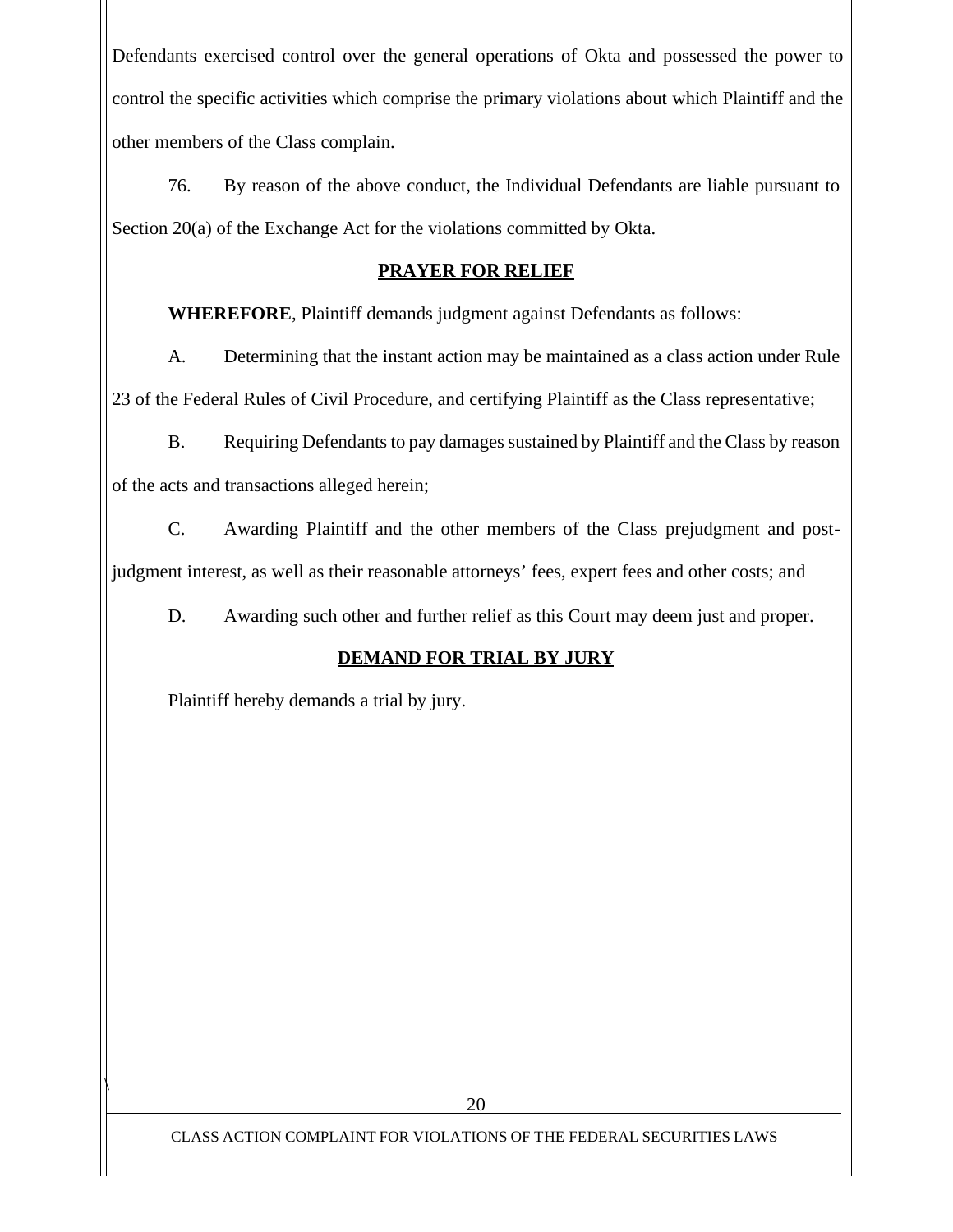Defendants exercised control over the general operations of Okta and possessed the power to control the specific activities which comprise the primary violations about which Plaintiff and the other members of the Class complain.

76. By reason of the above conduct, the Individual Defendants are liable pursuant to Section 20(a) of the Exchange Act for the violations committed by Okta.

## PRAYER FOR RELIEF

**WHEREFORE**, Plaintiff demands judgment against Defendants as follows:

A. Determining that the instant action may be maintained as a class action under Rule 23 of the Federal Rules of Civil Procedure, and certifying Plaintiff as the Class representative;

B. Requiring Defendants to pay damages sustained by Plaintiff and the Class by reason of the acts and transactions alleged herein;

C. Awarding Plaintiff and the other members of the Class prejudgment and post-judgment interest, as well as their reasonable attorneys' fees, expert fees and other costs; and

D. Awarding such other and further relief as this Court may deem just and proper.

## DEMAND FOR TRIAL BY JURY

Plaintiff hereby demands a trial by jury.